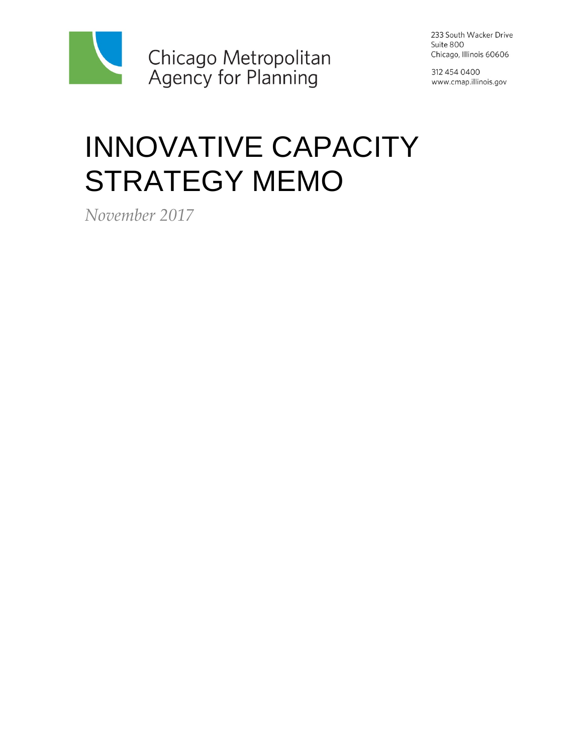Chicago Metropolitan Agency for Planning

233 South Wacker Drive
Suite 800
Chicago, Illinois 60606

312 454 0400
www.cmap.illinois.gov

# INNOVATIVE CAPACITY STRATEGY MEMO

*November 2017*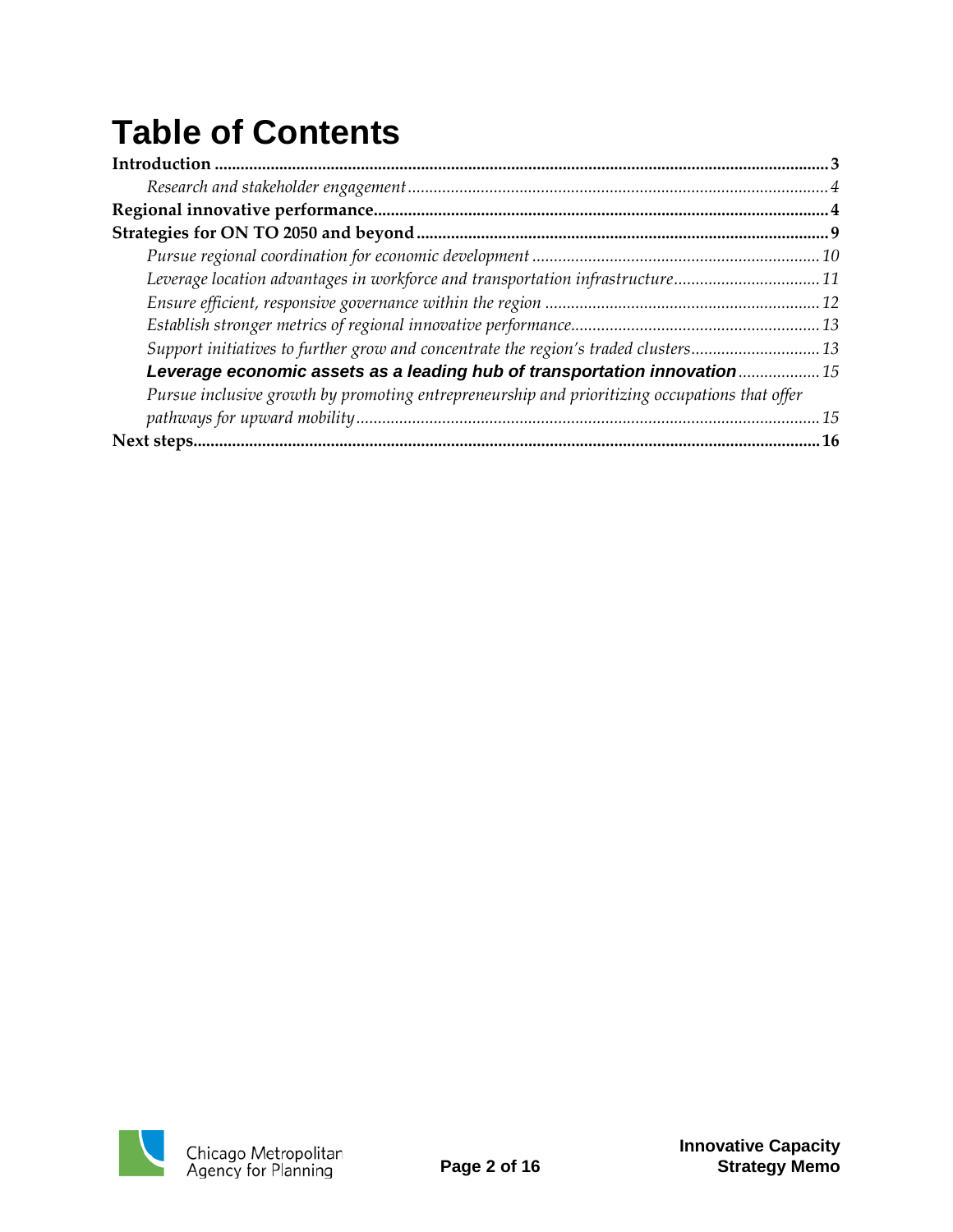# Table of Contents

**Introduction** .......... 3

*Research and stakeholder engagement* .......... 4

**Regional innovative performance** .......... 4

**Strategies for ON TO 2050 and beyond** .......... 9

*Pursue regional coordination for economic development* .......... 10

*Leverage location advantages in workforce and transportation infrastructure* .......... 11

*Ensure efficient, responsive governance within the region* .......... 12

*Establish stronger metrics of regional innovative performance* .......... 13

*Support initiatives to further grow and concentrate the region's traded clusters* .......... 13

***Leverage economic assets as a leading hub of transportation innovation*** .......... 15

*Pursue inclusive growth by promoting entrepreneurship and prioritizing occupations that offer pathways for upward mobility* .......... 15

**Next steps** .......... 16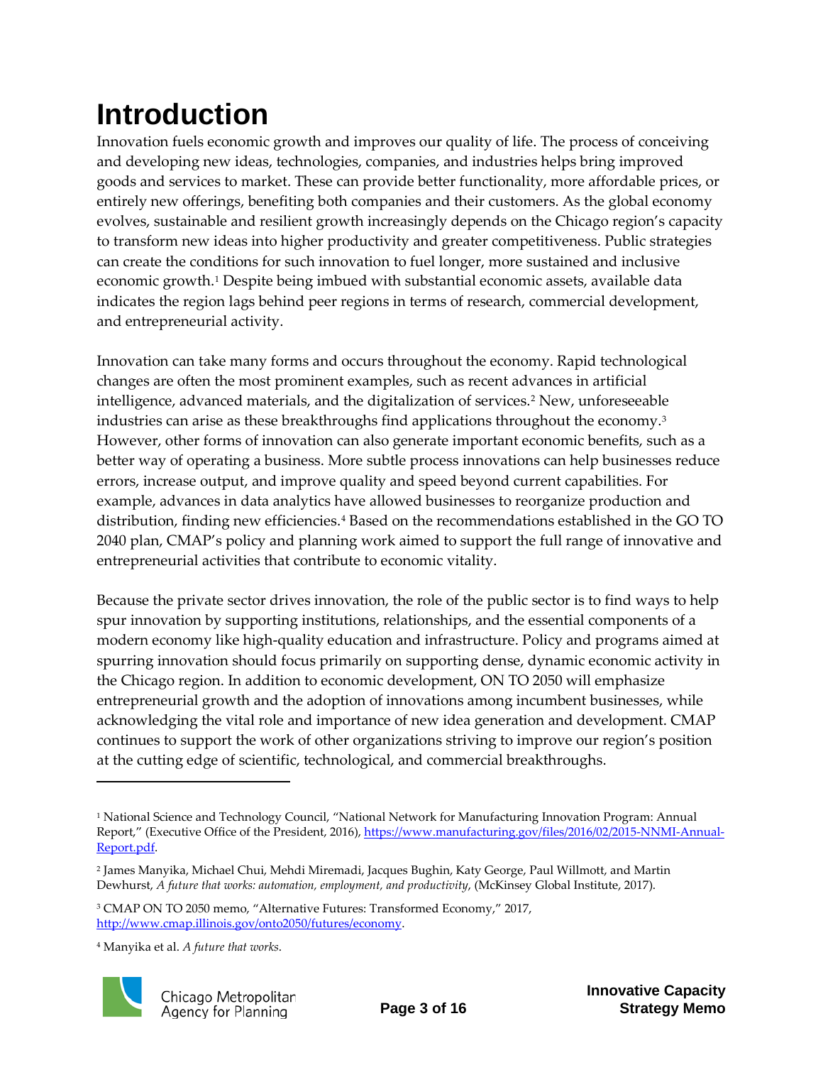# Introduction

Innovation fuels economic growth and improves our quality of life. The process of conceiving and developing new ideas, technologies, companies, and industries helps bring improved goods and services to market. These can provide better functionality, more affordable prices, or entirely new offerings, benefiting both companies and their customers. As the global economy evolves, sustainable and resilient growth increasingly depends on the Chicago region's capacity to transform new ideas into higher productivity and greater competitiveness. Public strategies can create the conditions for such innovation to fuel longer, more sustained and inclusive economic growth.[1] Despite being imbued with substantial economic assets, available data indicates the region lags behind peer regions in terms of research, commercial development, and entrepreneurial activity.

Innovation can take many forms and occurs throughout the economy. Rapid technological changes are often the most prominent examples, such as recent advances in artificial intelligence, advanced materials, and the digitalization of services.[2] New, unforeseeable industries can arise as these breakthroughs find applications throughout the economy.[3] However, other forms of innovation can also generate important economic benefits, such as a better way of operating a business. More subtle process innovations can help businesses reduce errors, increase output, and improve quality and speed beyond current capabilities. For example, advances in data analytics have allowed businesses to reorganize production and distribution, finding new efficiencies.[4] Based on the recommendations established in the GO TO 2040 plan, CMAP's policy and planning work aimed to support the full range of innovative and entrepreneurial activities that contribute to economic vitality.

Because the private sector drives innovation, the role of the public sector is to find ways to help spur innovation by supporting institutions, relationships, and the essential components of a modern economy like high-quality education and infrastructure. Policy and programs aimed at spurring innovation should focus primarily on supporting dense, dynamic economic activity in the Chicago region. In addition to economic development, ON TO 2050 will emphasize entrepreneurial growth and the adoption of innovations among incumbent businesses, while acknowledging the vital role and importance of new idea generation and development. CMAP continues to support the work of other organizations striving to improve our region's position at the cutting edge of scientific, technological, and commercial breakthroughs.

---

[1] National Science and Technology Council, "National Network for Manufacturing Innovation Program: Annual Report," (Executive Office of the President, 2016), https://www.manufacturing.gov/files/2016/02/2015-NNMI-Annual-Report.pdf.

[2] James Manyika, Michael Chui, Mehdi Miremadi, Jacques Bughin, Katy George, Paul Willmott, and Martin Dewhurst, *A future that works: automation, employment, and productivity*, (McKinsey Global Institute, 2017).

[3] CMAP ON TO 2050 memo, "Alternative Futures: Transformed Economy," 2017, http://www.cmap.illinois.gov/onto2050/futures/economy.

[4] Manyika et al. *A future that works*.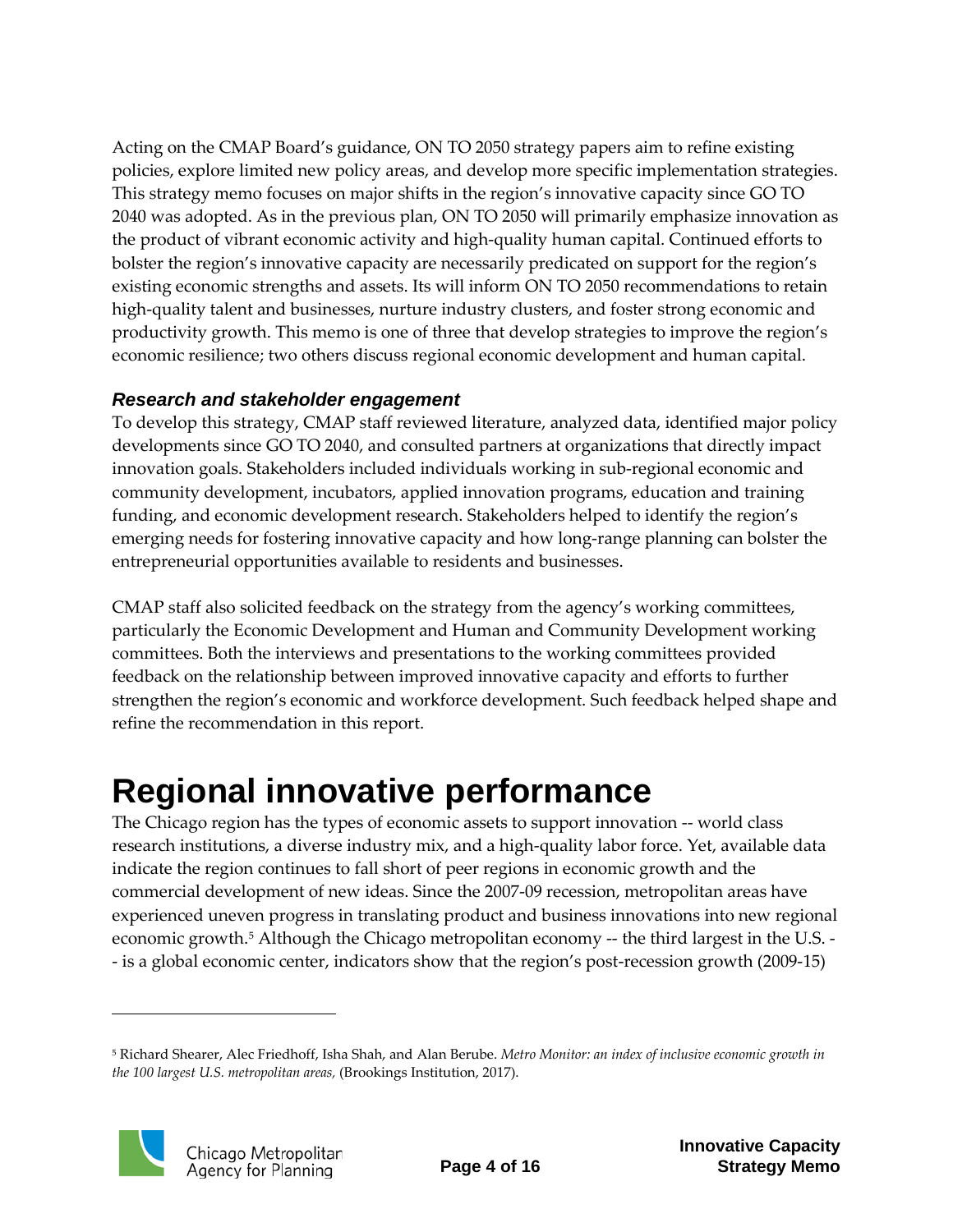Acting on the CMAP Board's guidance, ON TO 2050 strategy papers aim to refine existing policies, explore limited new policy areas, and develop more specific implementation strategies. This strategy memo focuses on major shifts in the region's innovative capacity since GO TO 2040 was adopted. As in the previous plan, ON TO 2050 will primarily emphasize innovation as the product of vibrant economic activity and high-quality human capital. Continued efforts to bolster the region's innovative capacity are necessarily predicated on support for the region's existing economic strengths and assets. Its will inform ON TO 2050 recommendations to retain high-quality talent and businesses, nurture industry clusters, and foster strong economic and productivity growth. This memo is one of three that develop strategies to improve the region's economic resilience; two others discuss regional economic development and human capital.

### *Research and stakeholder engagement*

To develop this strategy, CMAP staff reviewed literature, analyzed data, identified major policy developments since GO TO 2040, and consulted partners at organizations that directly impact innovation goals. Stakeholders included individuals working in sub-regional economic and community development, incubators, applied innovation programs, education and training funding, and economic development research. Stakeholders helped to identify the region's emerging needs for fostering innovative capacity and how long-range planning can bolster the entrepreneurial opportunities available to residents and businesses.

CMAP staff also solicited feedback on the strategy from the agency's working committees, particularly the Economic Development and Human and Community Development working committees. Both the interviews and presentations to the working committees provided feedback on the relationship between improved innovative capacity and efforts to further strengthen the region's economic and workforce development. Such feedback helped shape and refine the recommendation in this report.

# Regional innovative performance

The Chicago region has the types of economic assets to support innovation -- world class research institutions, a diverse industry mix, and a high-quality labor force. Yet, available data indicate the region continues to fall short of peer regions in economic growth and the commercial development of new ideas. Since the 2007-09 recession, metropolitan areas have experienced uneven progress in translating product and business innovations into new regional economic growth.[5] Although the Chicago metropolitan economy -- the third largest in the U.S. -- is a global economic center, indicators show that the region's post-recession growth (2009-15)

[5] Richard Shearer, Alec Friedhoff, Isha Shah, and Alan Berube. *Metro Monitor: an index of inclusive economic growth in the 100 largest U.S. metropolitan areas,* (Brookings Institution, 2017).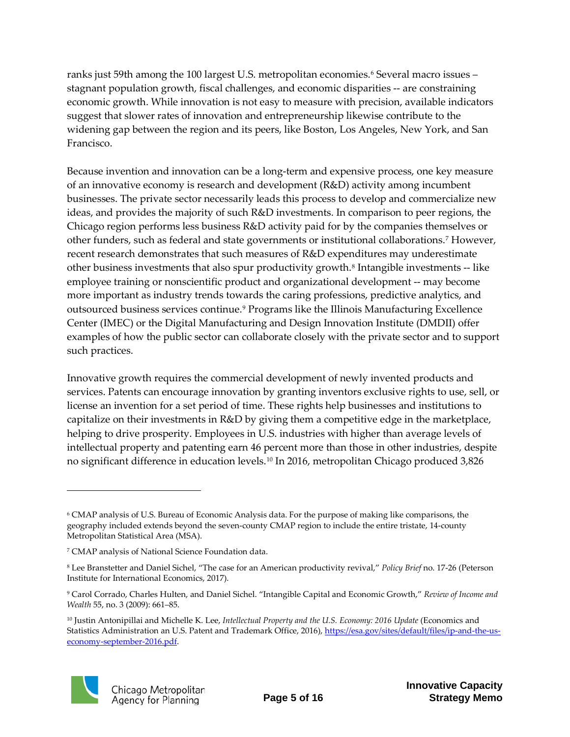ranks just 59th among the 100 largest U.S. metropolitan economies.[6] Several macro issues – stagnant population growth, fiscal challenges, and economic disparities -- are constraining economic growth. While innovation is not easy to measure with precision, available indicators suggest that slower rates of innovation and entrepreneurship likewise contribute to the widening gap between the region and its peers, like Boston, Los Angeles, New York, and San Francisco.

Because invention and innovation can be a long-term and expensive process, one key measure of an innovative economy is research and development (R&D) activity among incumbent businesses. The private sector necessarily leads this process to develop and commercialize new ideas, and provides the majority of such R&D investments. In comparison to peer regions, the Chicago region performs less business R&D activity paid for by the companies themselves or other funders, such as federal and state governments or institutional collaborations.[7] However, recent research demonstrates that such measures of R&D expenditures may underestimate other business investments that also spur productivity growth.[8] Intangible investments -- like employee training or nonscientific product and organizational development -- may become more important as industry trends towards the caring professions, predictive analytics, and outsourced business services continue.[9] Programs like the Illinois Manufacturing Excellence Center (IMEC) or the Digital Manufacturing and Design Innovation Institute (DMDII) offer examples of how the public sector can collaborate closely with the private sector and to support such practices.

Innovative growth requires the commercial development of newly invented products and services. Patents can encourage innovation by granting inventors exclusive rights to use, sell, or license an invention for a set period of time. These rights help businesses and institutions to capitalize on their investments in R&D by giving them a competitive edge in the marketplace, helping to drive prosperity. Employees in U.S. industries with higher than average levels of intellectual property and patenting earn 46 percent more than those in other industries, despite no significant difference in education levels.[10] In 2016, metropolitan Chicago produced 3,826

---

[6] CMAP analysis of U.S. Bureau of Economic Analysis data. For the purpose of making like comparisons, the geography included extends beyond the seven-county CMAP region to include the entire tristate, 14-county Metropolitan Statistical Area (MSA).

[7] CMAP analysis of National Science Foundation data.

[8] Lee Branstetter and Daniel Sichel, "The case for an American productivity revival," *Policy Brief* no. 17-26 (Peterson Institute for International Economics, 2017).

[9] Carol Corrado, Charles Hulten, and Daniel Sichel. "Intangible Capital and Economic Growth," *Review of Income and Wealth* 55, no. 3 (2009): 661–85.

[10] Justin Antonipillai and Michelle K. Lee, *Intellectual Property and the U.S. Economy: 2016 Update* (Economics and Statistics Administration an U.S. Patent and Trademark Office, 2016), https://esa.gov/sites/default/files/ip-and-the-us-economy-september-2016.pdf.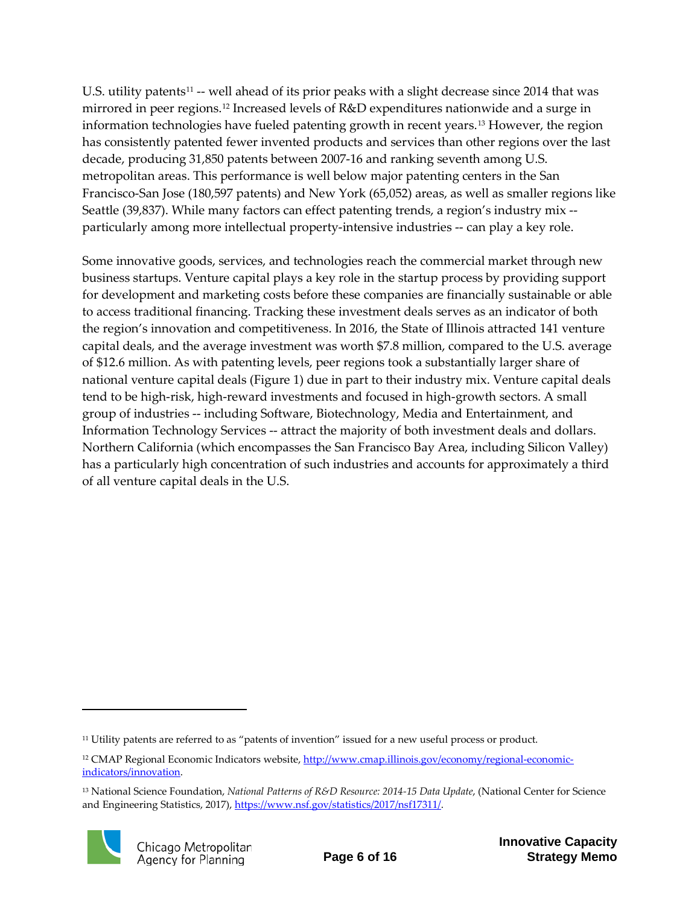U.S. utility patents[11] -- well ahead of its prior peaks with a slight decrease since 2014 that was mirrored in peer regions.[12] Increased levels of R&D expenditures nationwide and a surge in information technologies have fueled patenting growth in recent years.[13] However, the region has consistently patented fewer invented products and services than other regions over the last decade, producing 31,850 patents between 2007-16 and ranking seventh among U.S. metropolitan areas. This performance is well below major patenting centers in the San Francisco-San Jose (180,597 patents) and New York (65,052) areas, as well as smaller regions like Seattle (39,837). While many factors can effect patenting trends, a region's industry mix -- particularly among more intellectual property-intensive industries -- can play a key role.

Some innovative goods, services, and technologies reach the commercial market through new business startups. Venture capital plays a key role in the startup process by providing support for development and marketing costs before these companies are financially sustainable or able to access traditional financing. Tracking these investment deals serves as an indicator of both the region's innovation and competitiveness. In 2016, the State of Illinois attracted 141 venture capital deals, and the average investment was worth $7.8 million, compared to the U.S. average of $12.6 million. As with patenting levels, peer regions took a substantially larger share of national venture capital deals (Figure 1) due in part to their industry mix. Venture capital deals tend to be high-risk, high-reward investments and focused in high-growth sectors. A small group of industries -- including Software, Biotechnology, Media and Entertainment, and Information Technology Services -- attract the majority of both investment deals and dollars. Northern California (which encompasses the San Francisco Bay Area, including Silicon Valley) has a particularly high concentration of such industries and accounts for approximately a third of all venture capital deals in the U.S.

---

[11] Utility patents are referred to as "patents of invention" issued for a new useful process or product.

[12] CMAP Regional Economic Indicators website, http://www.cmap.illinois.gov/economy/regional-economic-indicators/innovation.

[13] National Science Foundation, *National Patterns of R&D Resource: 2014-15 Data Update*, (National Center for Science and Engineering Statistics, 2017), https://www.nsf.gov/statistics/2017/nsf17311/.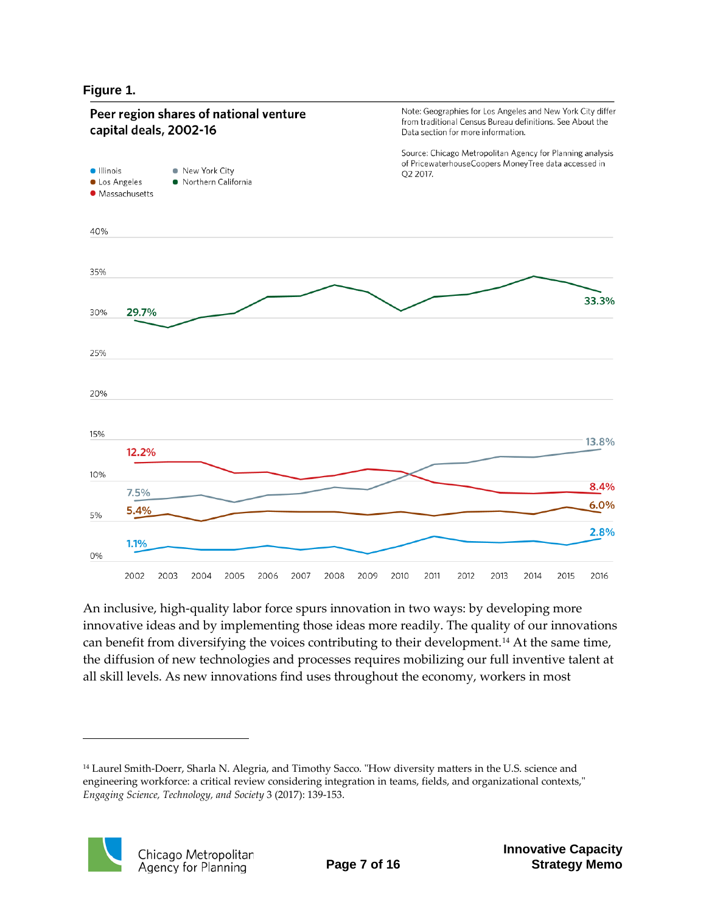**Figure 1.**

**Peer region shares of national venture capital deals, 2002-16**

Note: Geographies for Los Angeles and New York City differ from traditional Census Bureau definitions. See About the Data section for more information.

Source: Chicago Metropolitan Agency for Planning analysis of PricewaterhouseCoopers MoneyTree data accessed in Q2 2017.

| Region | 2002 | 2016 |
| --- | --- | --- |
| Northern California | 29.7% | 33.3% |
| New York City | 7.5% | 13.8% |
| Massachusetts | 12.2% | 8.4% |
| Los Angeles | 5.4% | 6.0% |
| Illinois | 1.1% | 2.8% |

An inclusive, high-quality labor force spurs innovation in two ways: by developing more innovative ideas and by implementing those ideas more readily. The quality of our innovations can benefit from diversifying the voices contributing to their development.[14] At the same time, the diffusion of new technologies and processes requires mobilizing our full inventive talent at all skill levels. As new innovations find uses throughout the economy, workers in most

---

[14] Laurel Smith-Doerr, Sharla N. Alegria, and Timothy Sacco. "How diversity matters in the U.S. science and engineering workforce: a critical review considering integration in teams, fields, and organizational contexts," *Engaging Science, Technology, and Society* 3 (2017): 139-153.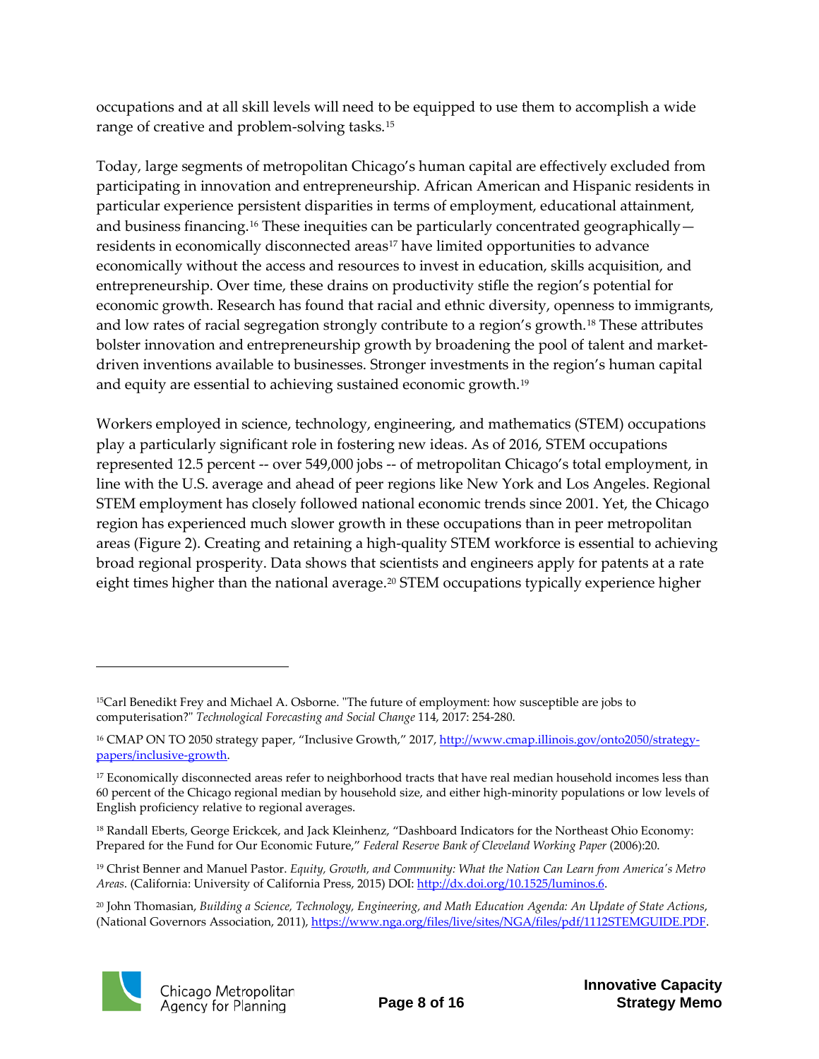occupations and at all skill levels will need to be equipped to use them to accomplish a wide range of creative and problem-solving tasks.[15]

Today, large segments of metropolitan Chicago's human capital are effectively excluded from participating in innovation and entrepreneurship. African American and Hispanic residents in particular experience persistent disparities in terms of employment, educational attainment, and business financing.[16] These inequities can be particularly concentrated geographically—residents in economically disconnected areas[17] have limited opportunities to advance economically without the access and resources to invest in education, skills acquisition, and entrepreneurship. Over time, these drains on productivity stifle the region's potential for economic growth. Research has found that racial and ethnic diversity, openness to immigrants, and low rates of racial segregation strongly contribute to a region's growth.[18] These attributes bolster innovation and entrepreneurship growth by broadening the pool of talent and market-driven inventions available to businesses. Stronger investments in the region's human capital and equity are essential to achieving sustained economic growth.[19]

Workers employed in science, technology, engineering, and mathematics (STEM) occupations play a particularly significant role in fostering new ideas. As of 2016, STEM occupations represented 12.5 percent -- over 549,000 jobs -- of metropolitan Chicago's total employment, in line with the U.S. average and ahead of peer regions like New York and Los Angeles. Regional STEM employment has closely followed national economic trends since 2001. Yet, the Chicago region has experienced much slower growth in these occupations than in peer metropolitan areas (Figure 2). Creating and retaining a high-quality STEM workforce is essential to achieving broad regional prosperity. Data shows that scientists and engineers apply for patents at a rate eight times higher than the national average.[20] STEM occupations typically experience higher

---

[15] Carl Benedikt Frey and Michael A. Osborne. "The future of employment: how susceptible are jobs to computerisation?" *Technological Forecasting and Social Change* 114, 2017: 254-280.

[16] CMAP ON TO 2050 strategy paper, "Inclusive Growth," 2017, http://www.cmap.illinois.gov/onto2050/strategy-papers/inclusive-growth.

[17] Economically disconnected areas refer to neighborhood tracts that have real median household incomes less than 60 percent of the Chicago regional median by household size, and either high-minority populations or low levels of English proficiency relative to regional averages.

[18] Randall Eberts, George Erickcek, and Jack Kleinhenz, "Dashboard Indicators for the Northeast Ohio Economy: Prepared for the Fund for Our Economic Future," *Federal Reserve Bank of Cleveland Working Paper* (2006):20.

[19] Christ Benner and Manuel Pastor. *Equity, Growth, and Community: What the Nation Can Learn from America's Metro Areas*. (California: University of California Press, 2015) DOI: http://dx.doi.org/10.1525/luminos.6.

[20] John Thomasian, *Building a Science, Technology, Engineering, and Math Education Agenda: An Update of State Actions*, (National Governors Association, 2011), https://www.nga.org/files/live/sites/NGA/files/pdf/1112STEMGUIDE.PDF.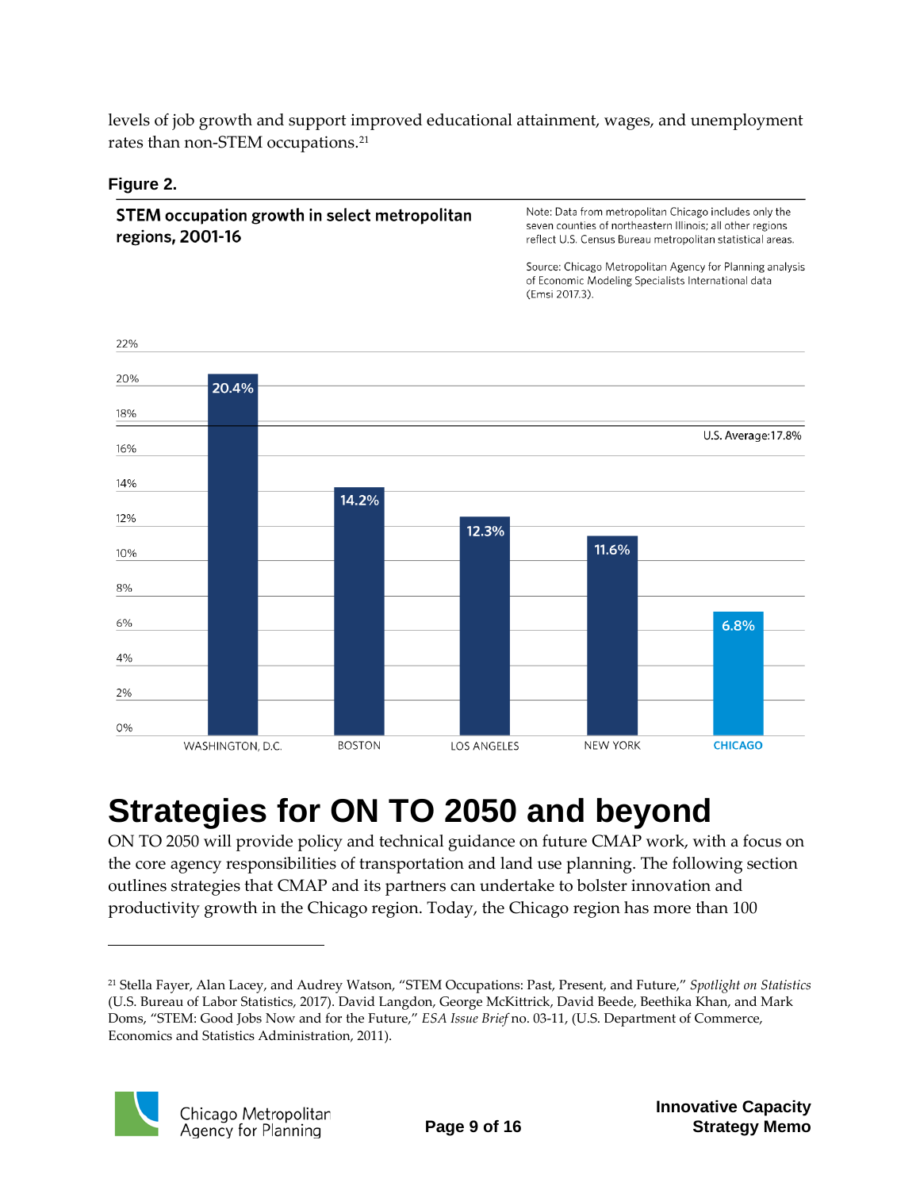levels of job growth and support improved educational attainment, wages, and unemployment rates than non-STEM occupations.[21]

**Figure 2.**

**STEM occupation growth in select metropolitan regions, 2001-16**

Note: Data from metropolitan Chicago includes only the seven counties of northeastern Illinois; all other regions reflect U.S. Census Bureau metropolitan statistical areas.

Source: Chicago Metropolitan Agency for Planning analysis of Economic Modeling Specialists International data (Emsi 2017.3).

| Region | STEM occupation growth, 2001-16 |
| --- | --- |
| Washington, D.C. | 20.4% |
| Boston | 14.2% |
| Los Angeles | 12.3% |
| New York | 11.6% |
| Chicago | 6.8% |

U.S. Average: 17.8%

# Strategies for ON TO 2050 and beyond

ON TO 2050 will provide policy and technical guidance on future CMAP work, with a focus on the core agency responsibilities of transportation and land use planning. The following section outlines strategies that CMAP and its partners can undertake to bolster innovation and productivity growth in the Chicago region. Today, the Chicago region has more than 100

[21] Stella Fayer, Alan Lacey, and Audrey Watson, "STEM Occupations: Past, Present, and Future," *Spotlight on Statistics* (U.S. Bureau of Labor Statistics, 2017). David Langdon, George McKittrick, David Beede, Beethika Khan, and Mark Doms, "STEM: Good Jobs Now and for the Future," *ESA Issue Brief* no. 03-11, (U.S. Department of Commerce, Economics and Statistics Administration, 2011).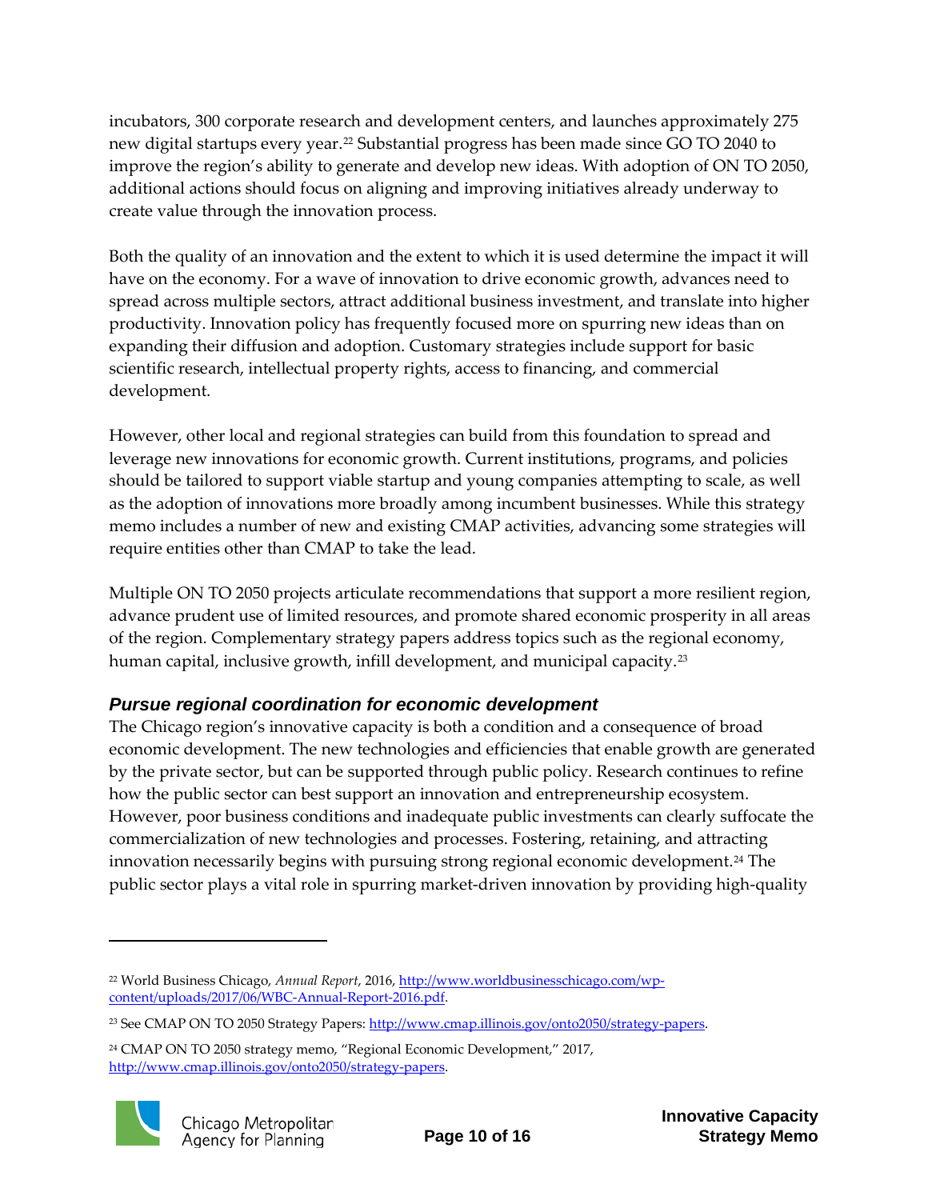incubators, 300 corporate research and development centers, and launches approximately 275 new digital startups every year.[22] Substantial progress has been made since GO TO 2040 to improve the region's ability to generate and develop new ideas. With adoption of ON TO 2050, additional actions should focus on aligning and improving initiatives already underway to create value through the innovation process.

Both the quality of an innovation and the extent to which it is used determine the impact it will have on the economy. For a wave of innovation to drive economic growth, advances need to spread across multiple sectors, attract additional business investment, and translate into higher productivity. Innovation policy has frequently focused more on spurring new ideas than on expanding their diffusion and adoption. Customary strategies include support for basic scientific research, intellectual property rights, access to financing, and commercial development.

However, other local and regional strategies can build from this foundation to spread and leverage new innovations for economic growth. Current institutions, programs, and policies should be tailored to support viable startup and young companies attempting to scale, as well as the adoption of innovations more broadly among incumbent businesses. While this strategy memo includes a number of new and existing CMAP activities, advancing some strategies will require entities other than CMAP to take the lead.

Multiple ON TO 2050 projects articulate recommendations that support a more resilient region, advance prudent use of limited resources, and promote shared economic prosperity in all areas of the region. Complementary strategy papers address topics such as the regional economy, human capital, inclusive growth, infill development, and municipal capacity.[23]

### *Pursue regional coordination for economic development*

The Chicago region's innovative capacity is both a condition and a consequence of broad economic development. The new technologies and efficiencies that enable growth are generated by the private sector, but can be supported through public policy. Research continues to refine how the public sector can best support an innovation and entrepreneurship ecosystem. However, poor business conditions and inadequate public investments can clearly suffocate the commercialization of new technologies and processes. Fostering, retaining, and attracting innovation necessarily begins with pursuing strong regional economic development.[24] The public sector plays a vital role in spurring market-driven innovation by providing high-quality

---

[22] World Business Chicago, *Annual Report*, 2016, http://www.worldbusinesschicago.com/wp-content/uploads/2017/06/WBC-Annual-Report-2016.pdf.

[23] See CMAP ON TO 2050 Strategy Papers: http://www.cmap.illinois.gov/onto2050/strategy-papers.

[24] CMAP ON TO 2050 strategy memo, "Regional Economic Development," 2017, http://www.cmap.illinois.gov/onto2050/strategy-papers.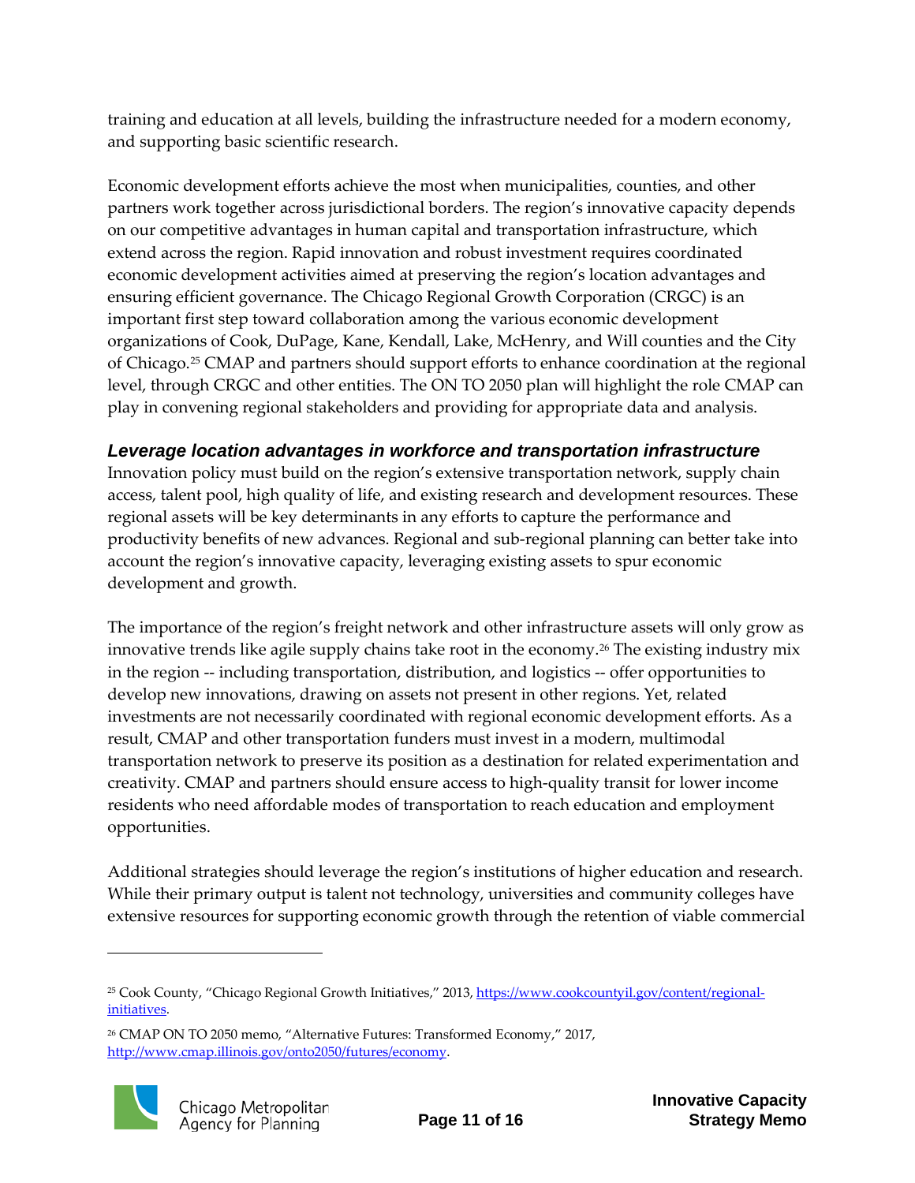training and education at all levels, building the infrastructure needed for a modern economy, and supporting basic scientific research.

Economic development efforts achieve the most when municipalities, counties, and other partners work together across jurisdictional borders. The region's innovative capacity depends on our competitive advantages in human capital and transportation infrastructure, which extend across the region. Rapid innovation and robust investment requires coordinated economic development activities aimed at preserving the region's location advantages and ensuring efficient governance. The Chicago Regional Growth Corporation (CRGC) is an important first step toward collaboration among the various economic development organizations of Cook, DuPage, Kane, Kendall, Lake, McHenry, and Will counties and the City of Chicago.[25] CMAP and partners should support efforts to enhance coordination at the regional level, through CRGC and other entities. The ON TO 2050 plan will highlight the role CMAP can play in convening regional stakeholders and providing for appropriate data and analysis.

### *Leverage location advantages in workforce and transportation infrastructure*

Innovation policy must build on the region's extensive transportation network, supply chain access, talent pool, high quality of life, and existing research and development resources. These regional assets will be key determinants in any efforts to capture the performance and productivity benefits of new advances. Regional and sub-regional planning can better take into account the region's innovative capacity, leveraging existing assets to spur economic development and growth.

The importance of the region's freight network and other infrastructure assets will only grow as innovative trends like agile supply chains take root in the economy.[26] The existing industry mix in the region -- including transportation, distribution, and logistics -- offer opportunities to develop new innovations, drawing on assets not present in other regions. Yet, related investments are not necessarily coordinated with regional economic development efforts. As a result, CMAP and other transportation funders must invest in a modern, multimodal transportation network to preserve its position as a destination for related experimentation and creativity. CMAP and partners should ensure access to high-quality transit for lower income residents who need affordable modes of transportation to reach education and employment opportunities.

Additional strategies should leverage the region's institutions of higher education and research. While their primary output is talent not technology, universities and community colleges have extensive resources for supporting economic growth through the retention of viable commercial

---

[25] Cook County, "Chicago Regional Growth Initiatives," 2013, https://www.cookcountyil.gov/content/regional-initiatives.

[26] CMAP ON TO 2050 memo, "Alternative Futures: Transformed Economy," 2017, http://www.cmap.illinois.gov/onto2050/futures/economy.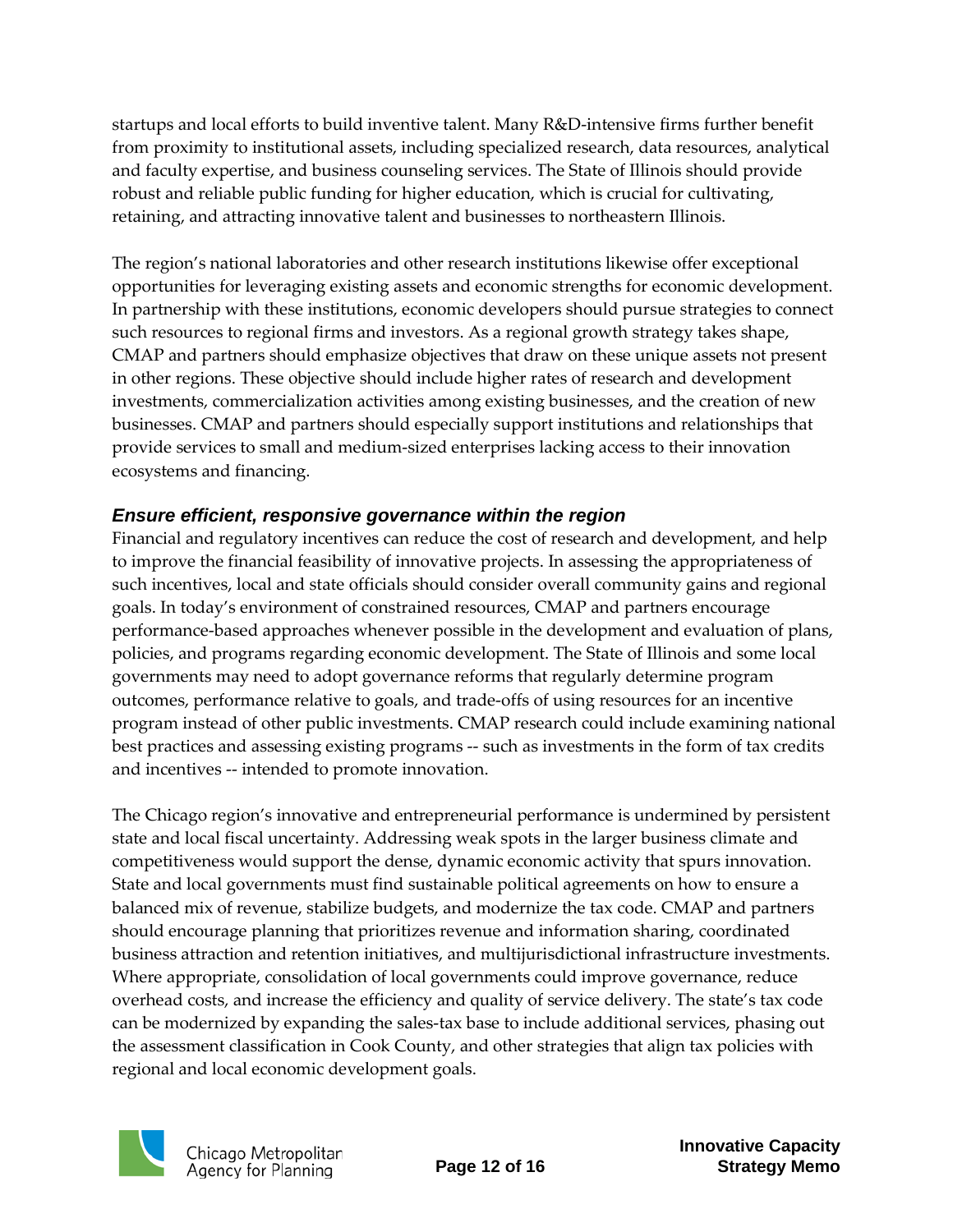startups and local efforts to build inventive talent. Many R&D-intensive firms further benefit from proximity to institutional assets, including specialized research, data resources, analytical and faculty expertise, and business counseling services. The State of Illinois should provide robust and reliable public funding for higher education, which is crucial for cultivating, retaining, and attracting innovative talent and businesses to northeastern Illinois.

The region's national laboratories and other research institutions likewise offer exceptional opportunities for leveraging existing assets and economic strengths for economic development. In partnership with these institutions, economic developers should pursue strategies to connect such resources to regional firms and investors. As a regional growth strategy takes shape, CMAP and partners should emphasize objectives that draw on these unique assets not present in other regions. These objective should include higher rates of research and development investments, commercialization activities among existing businesses, and the creation of new businesses. CMAP and partners should especially support institutions and relationships that provide services to small and medium-sized enterprises lacking access to their innovation ecosystems and financing.

### *Ensure efficient, responsive governance within the region*

Financial and regulatory incentives can reduce the cost of research and development, and help to improve the financial feasibility of innovative projects. In assessing the appropriateness of such incentives, local and state officials should consider overall community gains and regional goals. In today's environment of constrained resources, CMAP and partners encourage performance-based approaches whenever possible in the development and evaluation of plans, policies, and programs regarding economic development. The State of Illinois and some local governments may need to adopt governance reforms that regularly determine program outcomes, performance relative to goals, and trade-offs of using resources for an incentive program instead of other public investments. CMAP research could include examining national best practices and assessing existing programs -- such as investments in the form of tax credits and incentives -- intended to promote innovation.

The Chicago region's innovative and entrepreneurial performance is undermined by persistent state and local fiscal uncertainty. Addressing weak spots in the larger business climate and competitiveness would support the dense, dynamic economic activity that spurs innovation. State and local governments must find sustainable political agreements on how to ensure a balanced mix of revenue, stabilize budgets, and modernize the tax code. CMAP and partners should encourage planning that prioritizes revenue and information sharing, coordinated business attraction and retention initiatives, and multijurisdictional infrastructure investments. Where appropriate, consolidation of local governments could improve governance, reduce overhead costs, and increase the efficiency and quality of service delivery. The state's tax code can be modernized by expanding the sales-tax base to include additional services, phasing out the assessment classification in Cook County, and other strategies that align tax policies with regional and local economic development goals.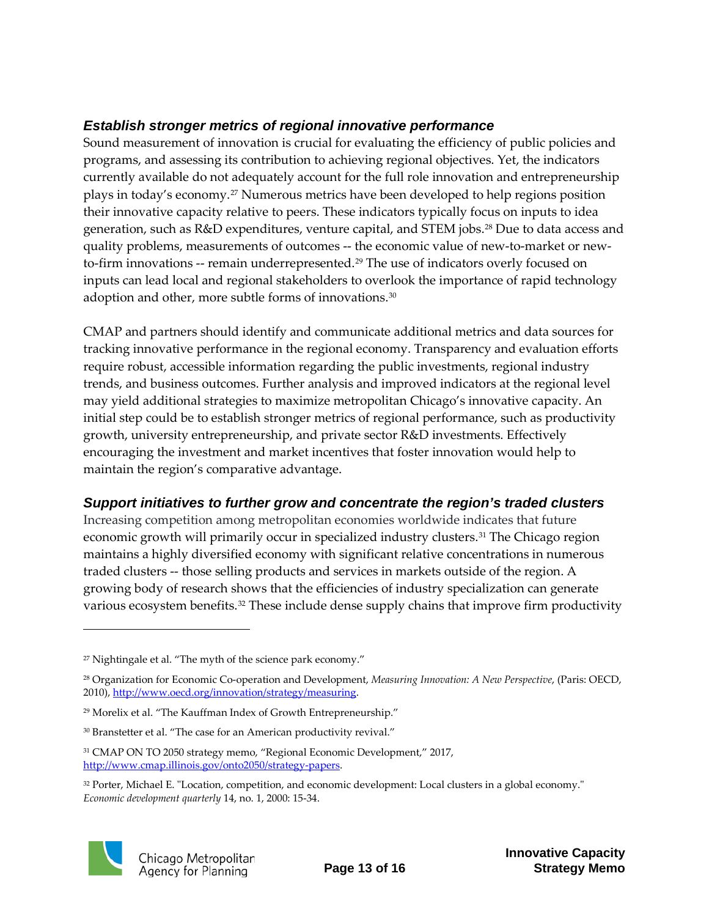### *Establish stronger metrics of regional innovative performance*

Sound measurement of innovation is crucial for evaluating the efficiency of public policies and programs, and assessing its contribution to achieving regional objectives. Yet, the indicators currently available do not adequately account for the full role innovation and entrepreneurship plays in today's economy.[27] Numerous metrics have been developed to help regions position their innovative capacity relative to peers. These indicators typically focus on inputs to idea generation, such as R&D expenditures, venture capital, and STEM jobs.[28] Due to data access and quality problems, measurements of outcomes -- the economic value of new-to-market or new-to-firm innovations -- remain underrepresented.[29] The use of indicators overly focused on inputs can lead local and regional stakeholders to overlook the importance of rapid technology adoption and other, more subtle forms of innovations.[30]

CMAP and partners should identify and communicate additional metrics and data sources for tracking innovative performance in the regional economy. Transparency and evaluation efforts require robust, accessible information regarding the public investments, regional industry trends, and business outcomes. Further analysis and improved indicators at the regional level may yield additional strategies to maximize metropolitan Chicago's innovative capacity. An initial step could be to establish stronger metrics of regional performance, such as productivity growth, university entrepreneurship, and private sector R&D investments. Effectively encouraging the investment and market incentives that foster innovation would help to maintain the region's comparative advantage.

### *Support initiatives to further grow and concentrate the region's traded clusters*

Increasing competition among metropolitan economies worldwide indicates that future economic growth will primarily occur in specialized industry clusters.[31] The Chicago region maintains a highly diversified economy with significant relative concentrations in numerous traded clusters -- those selling products and services in markets outside of the region. A growing body of research shows that the efficiencies of industry specialization can generate various ecosystem benefits.[32] These include dense supply chains that improve firm productivity

---

[27] Nightingale et al. "The myth of the science park economy."

[28] Organization for Economic Co-operation and Development, *Measuring Innovation: A New Perspective*, (Paris: OECD, 2010), http://www.oecd.org/innovation/strategy/measuring.

[29] Morelix et al. "The Kauffman Index of Growth Entrepreneurship."

[30] Branstetter et al. "The case for an American productivity revival."

[31] CMAP ON TO 2050 strategy memo, "Regional Economic Development," 2017, http://www.cmap.illinois.gov/onto2050/strategy-papers.

[32] Porter, Michael E. "Location, competition, and economic development: Local clusters in a global economy." *Economic development quarterly* 14, no. 1, 2000: 15-34.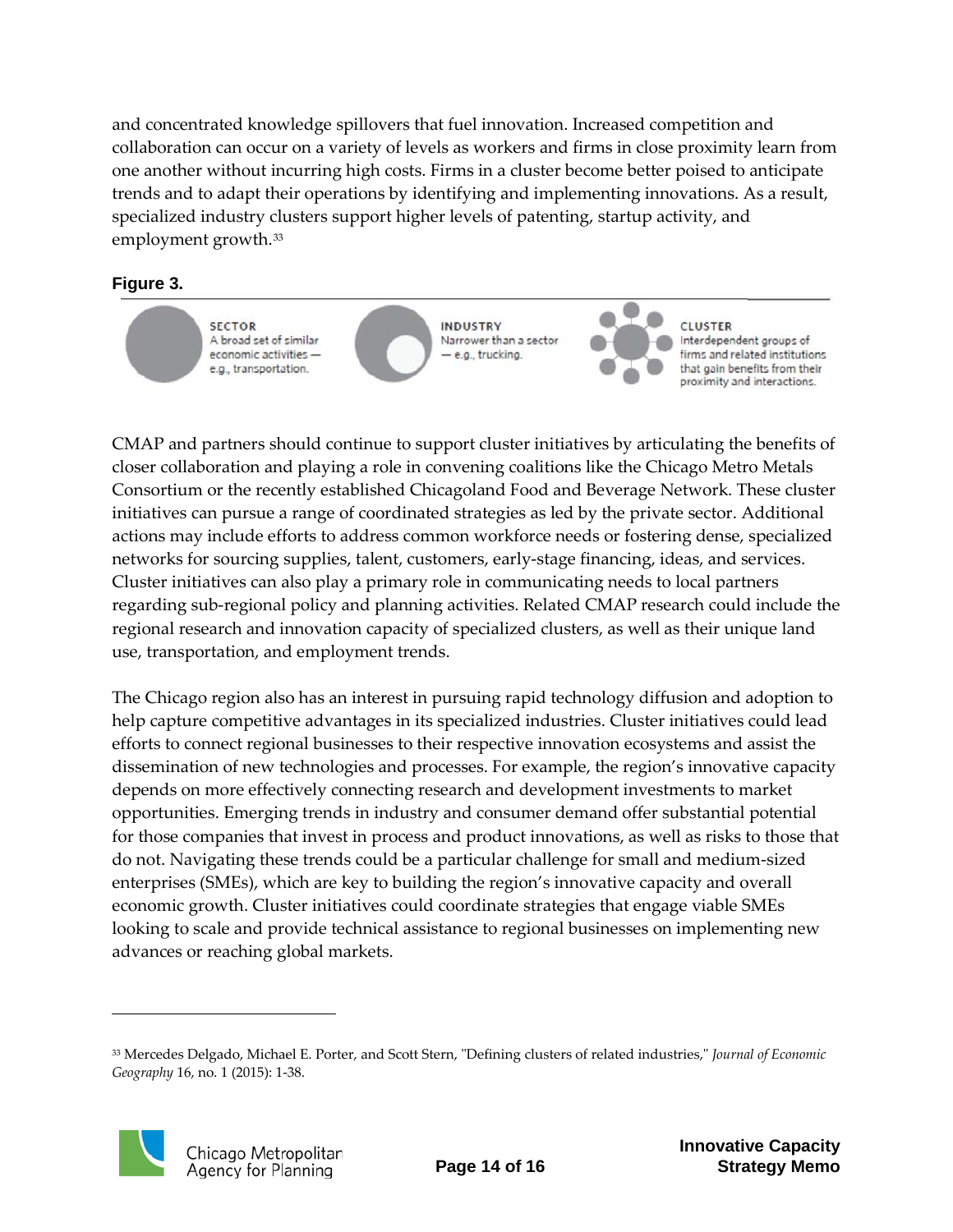and concentrated knowledge spillovers that fuel innovation. Increased competition and collaboration can occur on a variety of levels as workers and firms in close proximity learn from one another without incurring high costs. Firms in a cluster become better poised to anticipate trends and to adapt their operations by identifying and implementing innovations. As a result, specialized industry clusters support higher levels of patenting, startup activity, and employment growth.[33]

**Figure 3.**

**SECTOR**
A broad set of similar economic activities — e.g., transportation.

**INDUSTRY**
Narrower than a sector — e.g., trucking.

**CLUSTER**
Interdependent groups of firms and related institutions that gain benefits from their proximity and interactions.

CMAP and partners should continue to support cluster initiatives by articulating the benefits of closer collaboration and playing a role in convening coalitions like the Chicago Metro Metals Consortium or the recently established Chicagoland Food and Beverage Network. These cluster initiatives can pursue a range of coordinated strategies as led by the private sector. Additional actions may include efforts to address common workforce needs or fostering dense, specialized networks for sourcing supplies, talent, customers, early-stage financing, ideas, and services. Cluster initiatives can also play a primary role in communicating needs to local partners regarding sub-regional policy and planning activities. Related CMAP research could include the regional research and innovation capacity of specialized clusters, as well as their unique land use, transportation, and employment trends.

The Chicago region also has an interest in pursuing rapid technology diffusion and adoption to help capture competitive advantages in its specialized industries. Cluster initiatives could lead efforts to connect regional businesses to their respective innovation ecosystems and assist the dissemination of new technologies and processes. For example, the region's innovative capacity depends on more effectively connecting research and development investments to market opportunities. Emerging trends in industry and consumer demand offer substantial potential for those companies that invest in process and product innovations, as well as risks to those that do not. Navigating these trends could be a particular challenge for small and medium-sized enterprises (SMEs), which are key to building the region's innovative capacity and overall economic growth. Cluster initiatives could coordinate strategies that engage viable SMEs looking to scale and provide technical assistance to regional businesses on implementing new advances or reaching global markets.

---

[33] Mercedes Delgado, Michael E. Porter, and Scott Stern, "Defining clusters of related industries," *Journal of Economic Geography* 16, no. 1 (2015): 1-38.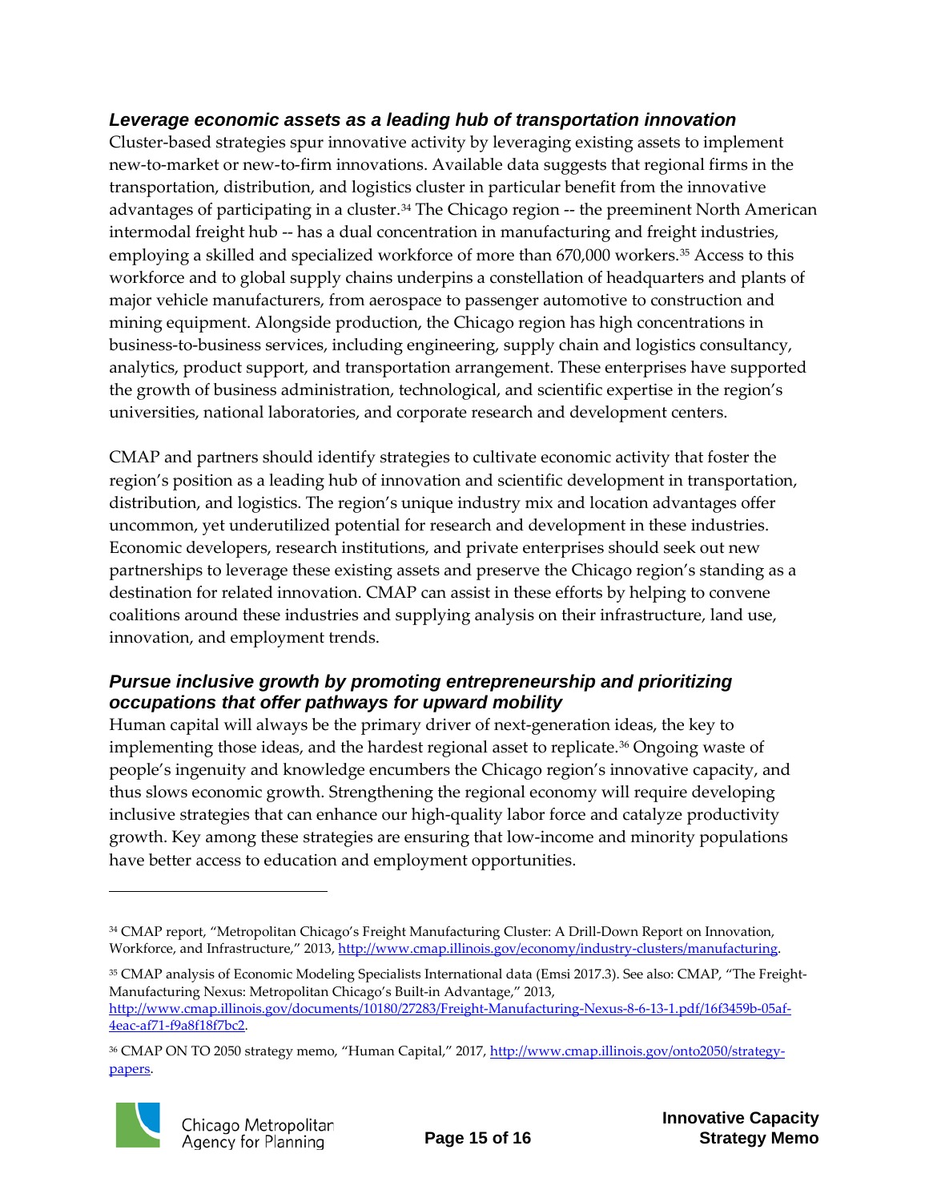### *Leverage economic assets as a leading hub of transportation innovation*

Cluster-based strategies spur innovative activity by leveraging existing assets to implement new-to-market or new-to-firm innovations. Available data suggests that regional firms in the transportation, distribution, and logistics cluster in particular benefit from the innovative advantages of participating in a cluster.[34] The Chicago region -- the preeminent North American intermodal freight hub -- has a dual concentration in manufacturing and freight industries, employing a skilled and specialized workforce of more than 670,000 workers.[35] Access to this workforce and to global supply chains underpins a constellation of headquarters and plants of major vehicle manufacturers, from aerospace to passenger automotive to construction and mining equipment. Alongside production, the Chicago region has high concentrations in business-to-business services, including engineering, supply chain and logistics consultancy, analytics, product support, and transportation arrangement. These enterprises have supported the growth of business administration, technological, and scientific expertise in the region's universities, national laboratories, and corporate research and development centers.

CMAP and partners should identify strategies to cultivate economic activity that foster the region's position as a leading hub of innovation and scientific development in transportation, distribution, and logistics. The region's unique industry mix and location advantages offer uncommon, yet underutilized potential for research and development in these industries. Economic developers, research institutions, and private enterprises should seek out new partnerships to leverage these existing assets and preserve the Chicago region's standing as a destination for related innovation. CMAP can assist in these efforts by helping to convene coalitions around these industries and supplying analysis on their infrastructure, land use, innovation, and employment trends.

### *Pursue inclusive growth by promoting entrepreneurship and prioritizing occupations that offer pathways for upward mobility*

Human capital will always be the primary driver of next-generation ideas, the key to implementing those ideas, and the hardest regional asset to replicate.[36] Ongoing waste of people's ingenuity and knowledge encumbers the Chicago region's innovative capacity, and thus slows economic growth. Strengthening the regional economy will require developing inclusive strategies that can enhance our high-quality labor force and catalyze productivity growth. Key among these strategies are ensuring that low-income and minority populations have better access to education and employment opportunities.

---

[34] CMAP report, "Metropolitan Chicago's Freight Manufacturing Cluster: A Drill-Down Report on Innovation, Workforce, and Infrastructure," 2013, http://www.cmap.illinois.gov/economy/industry-clusters/manufacturing.

[35] CMAP analysis of Economic Modeling Specialists International data (Emsi 2017.3). See also: CMAP, "The Freight-Manufacturing Nexus: Metropolitan Chicago's Built-in Advantage," 2013, http://www.cmap.illinois.gov/documents/10180/27283/Freight-Manufacturing-Nexus-8-6-13-1.pdf/16f3459b-05af-4eac-af71-f9a8f18f7bc2.

[36] CMAP ON TO 2050 strategy memo, "Human Capital," 2017, http://www.cmap.illinois.gov/onto2050/strategy-papers.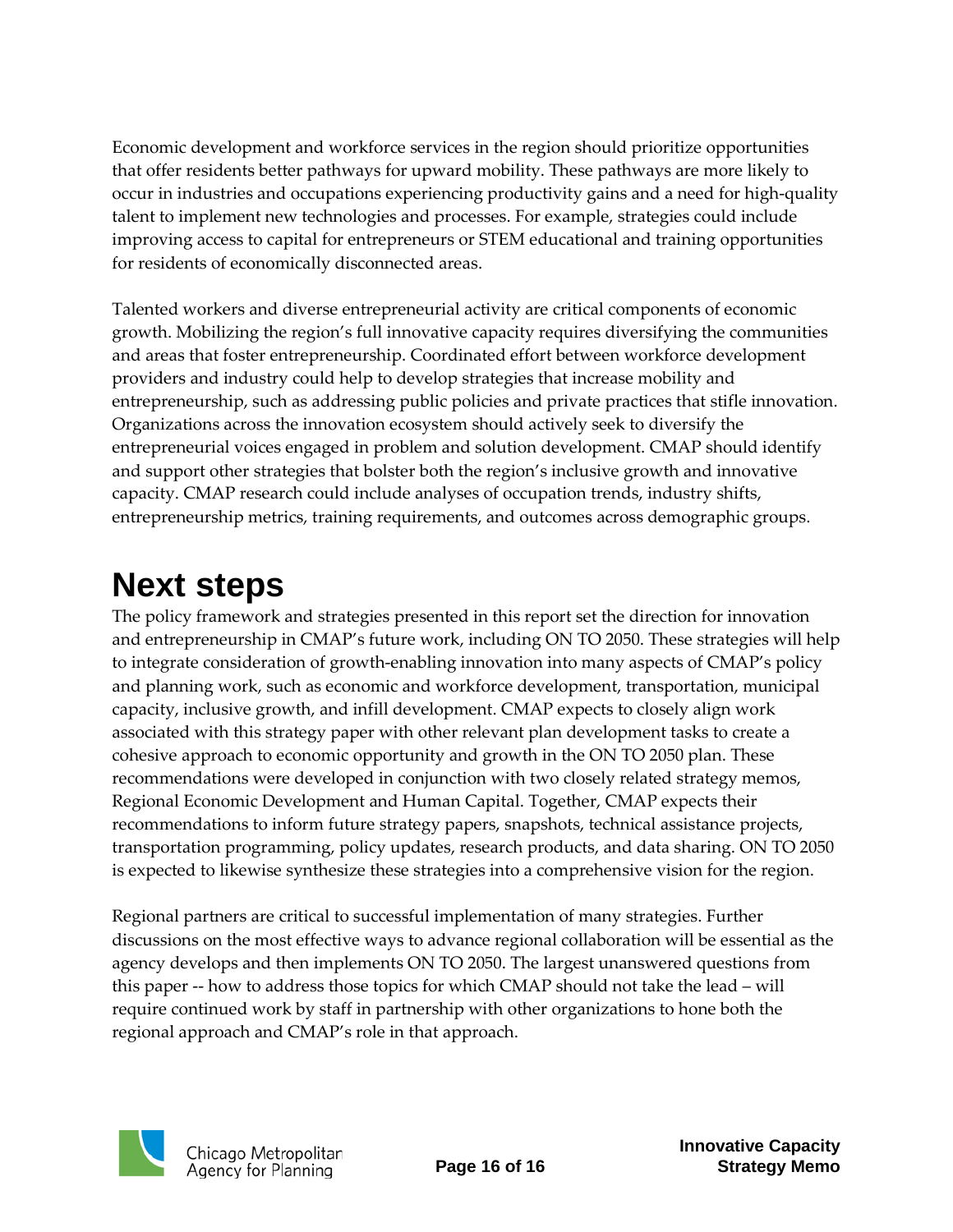Economic development and workforce services in the region should prioritize opportunities that offer residents better pathways for upward mobility. These pathways are more likely to occur in industries and occupations experiencing productivity gains and a need for high-quality talent to implement new technologies and processes. For example, strategies could include improving access to capital for entrepreneurs or STEM educational and training opportunities for residents of economically disconnected areas.

Talented workers and diverse entrepreneurial activity are critical components of economic growth. Mobilizing the region's full innovative capacity requires diversifying the communities and areas that foster entrepreneurship. Coordinated effort between workforce development providers and industry could help to develop strategies that increase mobility and entrepreneurship, such as addressing public policies and private practices that stifle innovation. Organizations across the innovation ecosystem should actively seek to diversify the entrepreneurial voices engaged in problem and solution development. CMAP should identify and support other strategies that bolster both the region's inclusive growth and innovative capacity. CMAP research could include analyses of occupation trends, industry shifts, entrepreneurship metrics, training requirements, and outcomes across demographic groups.

# Next steps

The policy framework and strategies presented in this report set the direction for innovation and entrepreneurship in CMAP's future work, including ON TO 2050. These strategies will help to integrate consideration of growth-enabling innovation into many aspects of CMAP's policy and planning work, such as economic and workforce development, transportation, municipal capacity, inclusive growth, and infill development. CMAP expects to closely align work associated with this strategy paper with other relevant plan development tasks to create a cohesive approach to economic opportunity and growth in the ON TO 2050 plan. These recommendations were developed in conjunction with two closely related strategy memos, Regional Economic Development and Human Capital. Together, CMAP expects their recommendations to inform future strategy papers, snapshots, technical assistance projects, transportation programming, policy updates, research products, and data sharing. ON TO 2050 is expected to likewise synthesize these strategies into a comprehensive vision for the region.

Regional partners are critical to successful implementation of many strategies. Further discussions on the most effective ways to advance regional collaboration will be essential as the agency develops and then implements ON TO 2050. The largest unanswered questions from this paper -- how to address those topics for which CMAP should not take the lead – will require continued work by staff in partnership with other organizations to hone both the regional approach and CMAP's role in that approach.